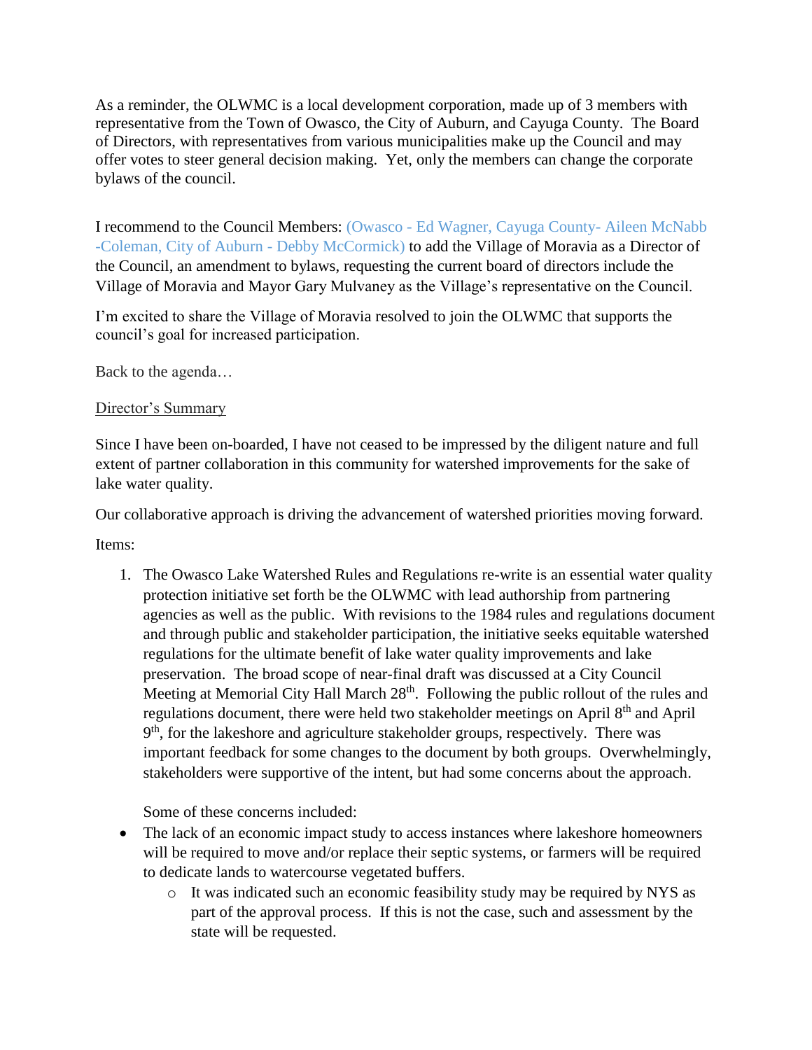As a reminder, the OLWMC is a local development corporation, made up of 3 members with representative from the Town of Owasco, the City of Auburn, and Cayuga County. The Board of Directors, with representatives from various municipalities make up the Council and may offer votes to steer general decision making. Yet, only the members can change the corporate bylaws of the council.

I recommend to the Council Members: (Owasco - Ed Wagner, Cayuga County- Aileen McNabb -Coleman, City of Auburn - Debby McCormick) to add the Village of Moravia as a Director of the Council, an amendment to bylaws, requesting the current board of directors include the Village of Moravia and Mayor Gary Mulvaney as the Village's representative on the Council.

I'm excited to share the Village of Moravia resolved to join the OLWMC that supports the council's goal for increased participation.

Back to the agenda…

<u>Director's Summary</u>

Since I have been on-boarded, I have not ceased to be impressed by the diligent nature and full extent of partner collaboration in this community for watershed improvements for the sake of lake water quality.

Our collaborative approach is driving the advancement of watershed priorities moving forward.

Items:

1. The Owasco Lake Watershed Rules and Regulations re-write is an essential water quality protection initiative set forth be the OLWMC with lead authorship from partnering agencies as well as the public. With revisions to the 1984 rules and regulations document and through public and stakeholder participation, the initiative seeks equitable watershed regulations for the ultimate benefit of lake water quality improvements and lake preservation. The broad scope of near-final draft was discussed at a City Council Meeting at Memorial City Hall March 28th. Following the public rollout of the rules and regulations document, there were held two stakeholder meetings on April 8th and April 9th, for the lakeshore and agriculture stakeholder groups, respectively. There was important feedback for some changes to the document by both groups. Overwhelmingly, stakeholders were supportive of the intent, but had some concerns about the approach.

   Some of these concerns included:

- The lack of an economic impact study to access instances where lakeshore homeowners will be required to move and/or replace their septic systems, or farmers will be required to dedicate lands to watercourse vegetated buffers.
  - It was indicated such an economic feasibility study may be required by NYS as part of the approval process. If this is not the case, such and assessment by the state will be requested.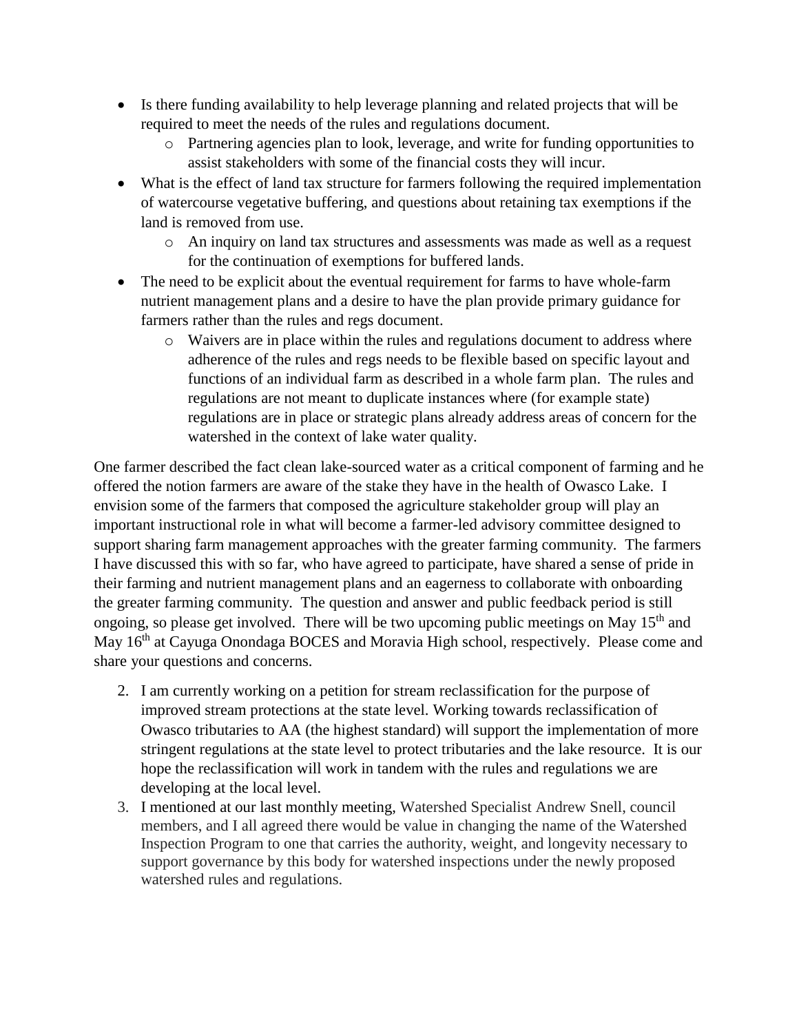- Is there funding availability to help leverage planning and related projects that will be required to meet the needs of the rules and regulations document.
  - Partnering agencies plan to look, leverage, and write for funding opportunities to assist stakeholders with some of the financial costs they will incur.
- What is the effect of land tax structure for farmers following the required implementation of watercourse vegetative buffering, and questions about retaining tax exemptions if the land is removed from use.
  - An inquiry on land tax structures and assessments was made as well as a request for the continuation of exemptions for buffered lands.
- The need to be explicit about the eventual requirement for farms to have whole-farm nutrient management plans and a desire to have the plan provide primary guidance for farmers rather than the rules and regs document.
  - Waivers are in place within the rules and regulations document to address where adherence of the rules and regs needs to be flexible based on specific layout and functions of an individual farm as described in a whole farm plan. The rules and regulations are not meant to duplicate instances where (for example state) regulations are in place or strategic plans already address areas of concern for the watershed in the context of lake water quality.

One farmer described the fact clean lake-sourced water as a critical component of farming and he offered the notion farmers are aware of the stake they have in the health of Owasco Lake. I envision some of the farmers that composed the agriculture stakeholder group will play an important instructional role in what will become a farmer-led advisory committee designed to support sharing farm management approaches with the greater farming community. The farmers I have discussed this with so far, who have agreed to participate, have shared a sense of pride in their farming and nutrient management plans and an eagerness to collaborate with onboarding the greater farming community. The question and answer and public feedback period is still ongoing, so please get involved. There will be two upcoming public meetings on May 15th and May 16th at Cayuga Onondaga BOCES and Moravia High school, respectively. Please come and share your questions and concerns.

2. I am currently working on a petition for stream reclassification for the purpose of improved stream protections at the state level. Working towards reclassification of Owasco tributaries to AA (the highest standard) will support the implementation of more stringent regulations at the state level to protect tributaries and the lake resource. It is our hope the reclassification will work in tandem with the rules and regulations we are developing at the local level.
3. I mentioned at our last monthly meeting, Watershed Specialist Andrew Snell, council members, and I all agreed there would be value in changing the name of the Watershed Inspection Program to one that carries the authority, weight, and longevity necessary to support governance by this body for watershed inspections under the newly proposed watershed rules and regulations.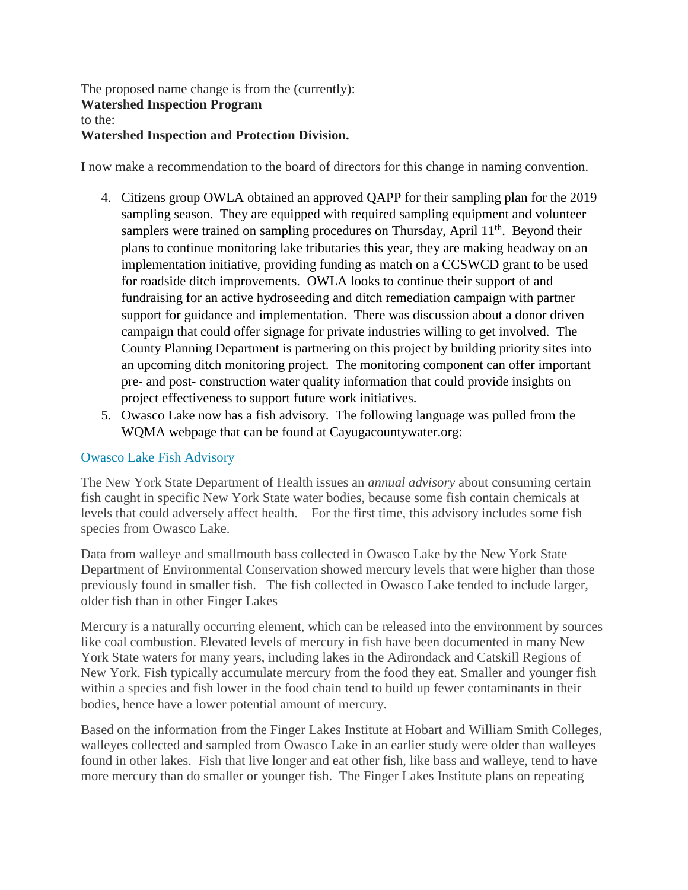The proposed name change is from the (currently):
**Watershed Inspection Program**
to the:
**Watershed Inspection and Protection Division.**

I now make a recommendation to the board of directors for this change in naming convention.

4. Citizens group OWLA obtained an approved QAPP for their sampling plan for the 2019 sampling season. They are equipped with required sampling equipment and volunteer samplers were trained on sampling procedures on Thursday, April 11th. Beyond their plans to continue monitoring lake tributaries this year, they are making headway on an implementation initiative, providing funding as match on a CCSWCD grant to be used for roadside ditch improvements. OWLA looks to continue their support of and fundraising for an active hydroseeding and ditch remediation campaign with partner support for guidance and implementation. There was discussion about a donor driven campaign that could offer signage for private industries willing to get involved. The County Planning Department is partnering on this project by building priority sites into an upcoming ditch monitoring project. The monitoring component can offer important pre- and post- construction water quality information that could provide insights on project effectiveness to support future work initiatives.
5. Owasco Lake now has a fish advisory. The following language was pulled from the WQMA webpage that can be found at Cayugacountywater.org:

### Owasco Lake Fish Advisory

The New York State Department of Health issues an *annual advisory* about consuming certain fish caught in specific New York State water bodies, because some fish contain chemicals at levels that could adversely affect health. For the first time, this advisory includes some fish species from Owasco Lake.

Data from walleye and smallmouth bass collected in Owasco Lake by the New York State Department of Environmental Conservation showed mercury levels that were higher than those previously found in smaller fish. The fish collected in Owasco Lake tended to include larger, older fish than in other Finger Lakes

Mercury is a naturally occurring element, which can be released into the environment by sources like coal combustion. Elevated levels of mercury in fish have been documented in many New York State waters for many years, including lakes in the Adirondack and Catskill Regions of New York. Fish typically accumulate mercury from the food they eat. Smaller and younger fish within a species and fish lower in the food chain tend to build up fewer contaminants in their bodies, hence have a lower potential amount of mercury.

Based on the information from the Finger Lakes Institute at Hobart and William Smith Colleges, walleyes collected and sampled from Owasco Lake in an earlier study were older than walleyes found in other lakes. Fish that live longer and eat other fish, like bass and walleye, tend to have more mercury than do smaller or younger fish. The Finger Lakes Institute plans on repeating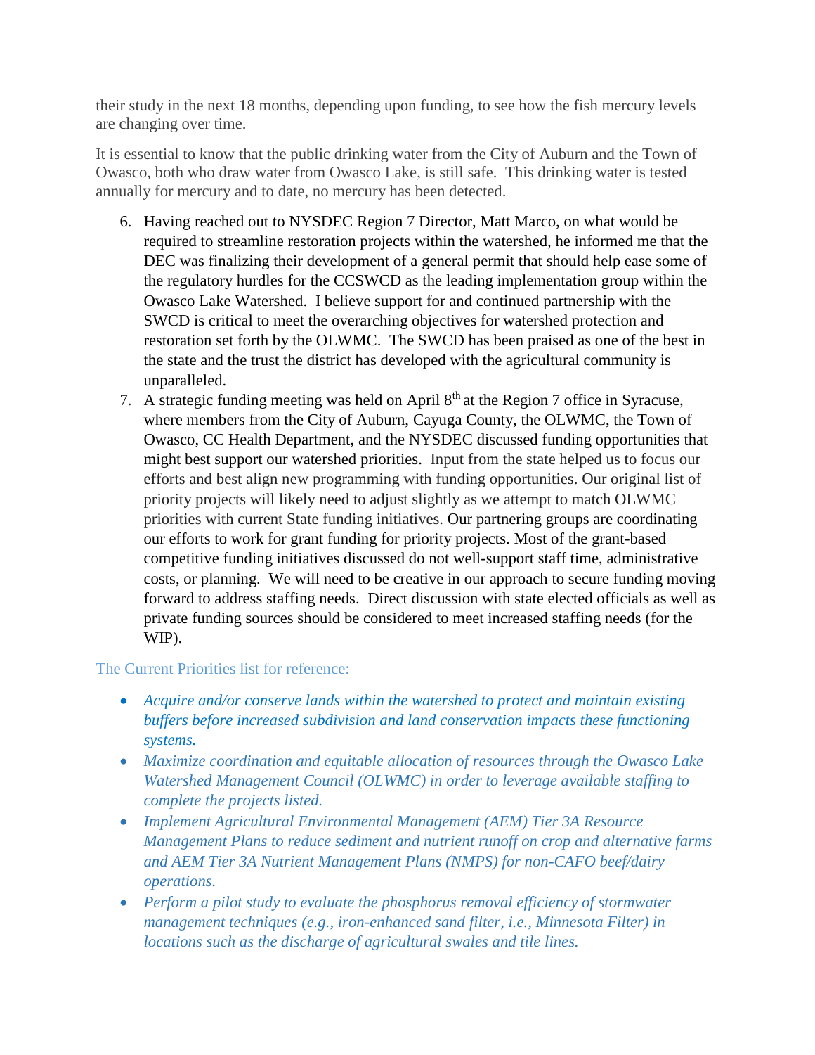their study in the next 18 months, depending upon funding, to see how the fish mercury levels are changing over time.

It is essential to know that the public drinking water from the City of Auburn and the Town of Owasco, both who draw water from Owasco Lake, is still safe. This drinking water is tested annually for mercury and to date, no mercury has been detected.

6. Having reached out to NYSDEC Region 7 Director, Matt Marco, on what would be required to streamline restoration projects within the watershed, he informed me that the DEC was finalizing their development of a general permit that should help ease some of the regulatory hurdles for the CCSWCD as the leading implementation group within the Owasco Lake Watershed. I believe support for and continued partnership with the SWCD is critical to meet the overarching objectives for watershed protection and restoration set forth by the OLWMC. The SWCD has been praised as one of the best in the state and the trust the district has developed with the agricultural community is unparalleled.
7. A strategic funding meeting was held on April 8th at the Region 7 office in Syracuse, where members from the City of Auburn, Cayuga County, the OLWMC, the Town of Owasco, CC Health Department, and the NYSDEC discussed funding opportunities that might best support our watershed priorities. Input from the state helped us to focus our efforts and best align new programming with funding opportunities. Our original list of priority projects will likely need to adjust slightly as we attempt to match OLWMC priorities with current State funding initiatives. Our partnering groups are coordinating our efforts to work for grant funding for priority projects. Most of the grant-based competitive funding initiatives discussed do not well-support staff time, administrative costs, or planning. We will need to be creative in our approach to secure funding moving forward to address staffing needs. Direct discussion with state elected officials as well as private funding sources should be considered to meet increased staffing needs (for the WIP).

The Current Priorities list for reference:

- *Acquire and/or conserve lands within the watershed to protect and maintain existing buffers before increased subdivision and land conservation impacts these functioning systems.*
- *Maximize coordination and equitable allocation of resources through the Owasco Lake Watershed Management Council (OLWMC) in order to leverage available staffing to complete the projects listed.*
- *Implement Agricultural Environmental Management (AEM) Tier 3A Resource Management Plans to reduce sediment and nutrient runoff on crop and alternative farms and AEM Tier 3A Nutrient Management Plans (NMPS) for non-CAFO beef/dairy operations.*
- *Perform a pilot study to evaluate the phosphorus removal efficiency of stormwater management techniques (e.g., iron-enhanced sand filter, i.e., Minnesota Filter) in locations such as the discharge of agricultural swales and tile lines.*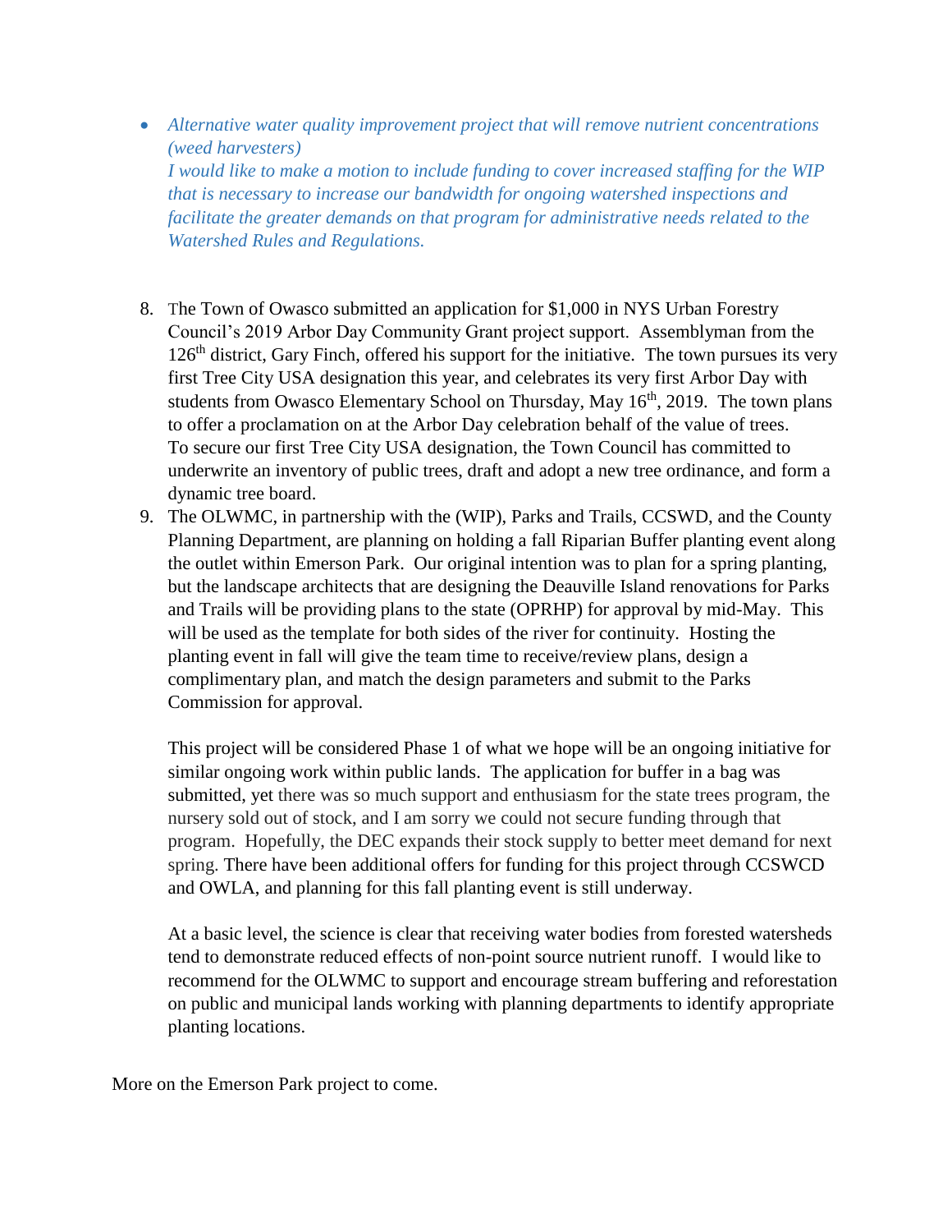- *Alternative water quality improvement project that will remove nutrient concentrations (weed harvesters)*
  *I would like to make a motion to include funding to cover increased staffing for the WIP that is necessary to increase our bandwidth for ongoing watershed inspections and facilitate the greater demands on that program for administrative needs related to the Watershed Rules and Regulations.*

8. The Town of Owasco submitted an application for $1,000 in NYS Urban Forestry Council's 2019 Arbor Day Community Grant project support. Assemblyman from the 126th district, Gary Finch, offered his support for the initiative. The town pursues its very first Tree City USA designation this year, and celebrates its very first Arbor Day with students from Owasco Elementary School on Thursday, May 16th, 2019. The town plans to offer a proclamation on at the Arbor Day celebration behalf of the value of trees. To secure our first Tree City USA designation, the Town Council has committed to underwrite an inventory of public trees, draft and adopt a new tree ordinance, and form a dynamic tree board.
9. The OLWMC, in partnership with the (WIP), Parks and Trails, CCSWD, and the County Planning Department, are planning on holding a fall Riparian Buffer planting event along the outlet within Emerson Park. Our original intention was to plan for a spring planting, but the landscape architects that are designing the Deauville Island renovations for Parks and Trails will be providing plans to the state (OPRHP) for approval by mid-May. This will be used as the template for both sides of the river for continuity. Hosting the planting event in fall will give the team time to receive/review plans, design a complimentary plan, and match the design parameters and submit to the Parks Commission for approval.

   This project will be considered Phase 1 of what we hope will be an ongoing initiative for similar ongoing work within public lands. The application for buffer in a bag was submitted, yet there was so much support and enthusiasm for the state trees program, the nursery sold out of stock, and I am sorry we could not secure funding through that program. Hopefully, the DEC expands their stock supply to better meet demand for next spring. There have been additional offers for funding for this project through CCSWCD and OWLA, and planning for this fall planting event is still underway.

   At a basic level, the science is clear that receiving water bodies from forested watersheds tend to demonstrate reduced effects of non-point source nutrient runoff. I would like to recommend for the OLWMC to support and encourage stream buffering and reforestation on public and municipal lands working with planning departments to identify appropriate planting locations.

More on the Emerson Park project to come.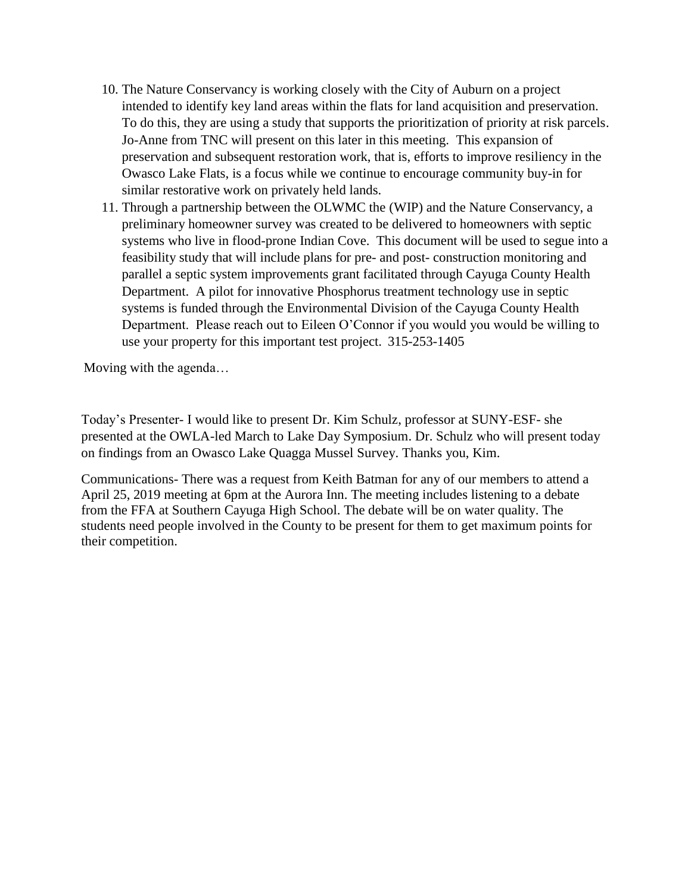10. The Nature Conservancy is working closely with the City of Auburn on a project intended to identify key land areas within the flats for land acquisition and preservation. To do this, they are using a study that supports the prioritization of priority at risk parcels. Jo-Anne from TNC will present on this later in this meeting. This expansion of preservation and subsequent restoration work, that is, efforts to improve resiliency in the Owasco Lake Flats, is a focus while we continue to encourage community buy-in for similar restorative work on privately held lands.
11. Through a partnership between the OLWMC the (WIP) and the Nature Conservancy, a preliminary homeowner survey was created to be delivered to homeowners with septic systems who live in flood-prone Indian Cove. This document will be used to segue into a feasibility study that will include plans for pre- and post- construction monitoring and parallel a septic system improvements grant facilitated through Cayuga County Health Department. A pilot for innovative Phosphorus treatment technology use in septic systems is funded through the Environmental Division of the Cayuga County Health Department. Please reach out to Eileen O'Connor if you would you would be willing to use your property for this important test project. 315-253-1405

Moving with the agenda…

Today's Presenter- I would like to present Dr. Kim Schulz, professor at SUNY-ESF- she presented at the OWLA-led March to Lake Day Symposium. Dr. Schulz who will present today on findings from an Owasco Lake Quagga Mussel Survey. Thanks you, Kim.

Communications- There was a request from Keith Batman for any of our members to attend a April 25, 2019 meeting at 6pm at the Aurora Inn. The meeting includes listening to a debate from the FFA at Southern Cayuga High School. The debate will be on water quality. The students need people involved in the County to be present for them to get maximum points for their competition.